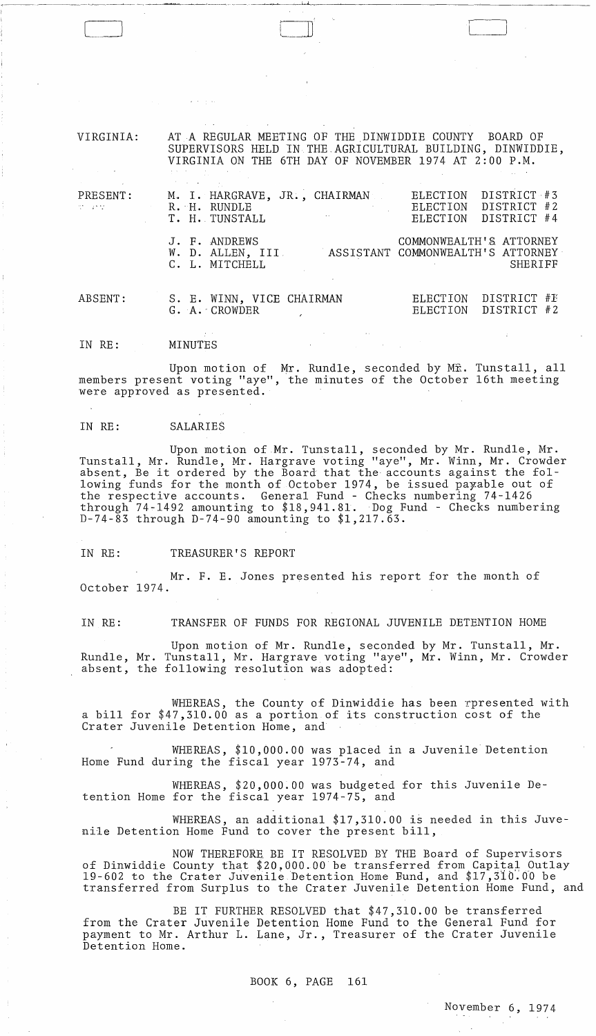VIRGINIA: AT A REGULAR MEETING OF THE DINWIDDIE COUNTY BOARD OF SUPERVISORS HELD IN THE AGRICULTURAL BUILDING, DINWIDDIE, VIRGINIA ON THE 6TH DAY OF NOVEMBER 1974 AT 2:00 P.M.

| | | |
|---|---|---|
| PRESENT: | M. I. HARGRAVE, JR., CHAIRMAN | ELECTION DISTRICT #3 |
| | R. H. RUNDLE | ELECTION DISTRICT #2 |
| | T. H. TUNSTALL | ELECTION DISTRICT #4 |
| | J. F. ANDREWS | COMMONWEALTH'S ATTORNEY |
| | W. D. ALLEN, III | ASSISTANT COMMONWEALTH'S ATTORNEY |
| | C. L. MITCHELL | SHERIFF |
| ABSENT: | S. E. WINN, VICE CHAIRMAN | ELECTION DISTRICT #1 |
| | G. A. CROWDER | ELECTION DISTRICT #2 |

IN RE: MINUTES

Upon motion of Mr. Rundle, seconded by Mr. Tunstall, all members present voting "aye", the minutes of the October 16th meeting were approved as presented.

IN RE: SALARIES

Upon motion of Mr. Tunstall, seconded by Mr. Rundle, Mr. Tunstall, Mr. Rundle, Mr. Hargrave voting "aye", Mr. Winn, Mr. Crowder absent, Be it ordered by the Board that the accounts against the following funds for the month of October 1974, be issued payable out of the respective accounts. General Fund - Checks numbering 74-1426 through 74-1492 amounting to $18,941.81. Dog Fund - Checks numbering D-74-83 through D-74-90 amounting to $1,217.63.

IN RE: TREASURER'S REPORT

Mr. F. E. Jones presented his report for the month of October 1974.

IN RE: TRANSFER OF FUNDS FOR REGIONAL JUVENILE DETENTION HOME

Upon motion of Mr. Rundle, seconded by Mr. Tunstall, Mr. Rundle, Mr. Tunstall, Mr. Hargrave voting "aye", Mr. Winn, Mr. Crowder absent, the following resolution was adopted:

WHEREAS, the County of Dinwiddie has been rpresented with a bill for $47,310.00 as a portion of its construction cost of the Crater Juvenile Detention Home, and

WHEREAS, $10,000.00 was placed in a Juvenile Detention Home Fund during the fiscal year 1973-74, and

WHEREAS, $20,000.00 was budgeted for this Juvenile Detention Home for the fiscal year 1974-75, and

WHEREAS, an additional $17,310.00 is needed in this Juvenile Detention Home Fund to cover the present bill,

NOW THEREFORE BE IT RESOLVED BY THE Board of Supervisors of Dinwiddie County that $20,000.00 be transferred from Capital Outlay 19-602 to the Crater Juvenile Detention Home Fund, and $17,310.00 be transferred from Surplus to the Crater Juvenile Detention Home Fund, and

BE IT FURTHER RESOLVED that $47,310.00 be transferred from the Crater Juvenile Detention Home Fund to the General Fund for payment to Mr. Arthur L. Lane, Jr., Treasurer of the Crater Juvenile Detention Home.

BOOK 6, PAGE 161

November 6, 1974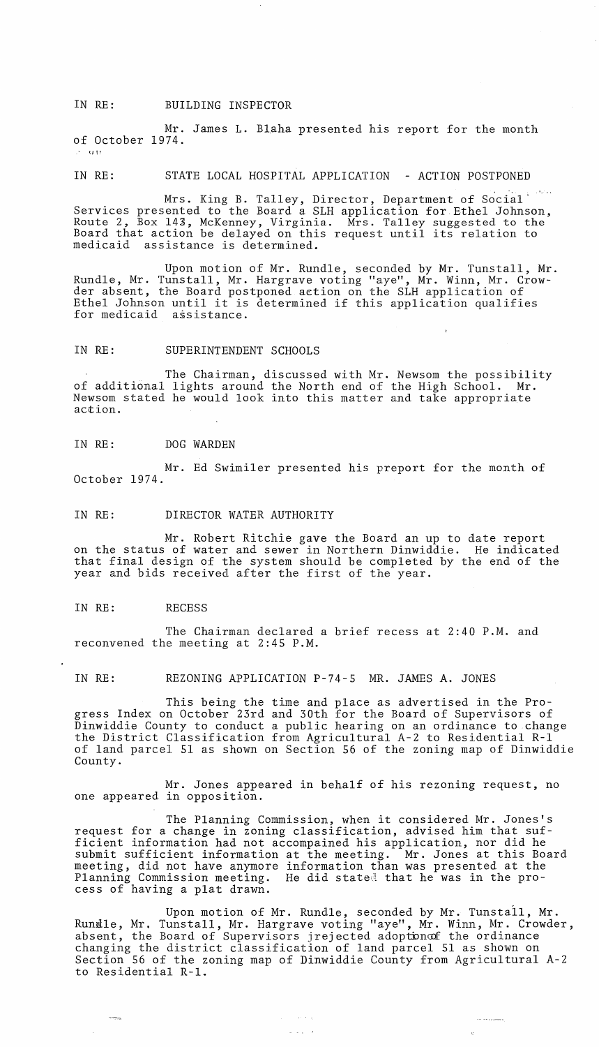IN RE: BUILDING INSPECTOR

Mr. James L. Blaha presented his report for the month of October 1974.

IN RE: STATE LOCAL HOSPITAL APPLICATION - ACTION POSTPONED

Mrs. King B. Talley, Director, Department of Social Services presented to the Board a SLH application for Ethel Johnson, Route 2, Box 143, McKenney, Virginia. Mrs. Talley suggested to the Board that action be delayed on this request until its relation to medicaid assistance is determined.

Upon motion of Mr. Rundle, seconded by Mr. Tunstall, Mr. Rundle, Mr. Tunstall, Mr. Hargrave voting "aye", Mr. Winn, Mr. Crowder absent, the Board postponed action on the SLH application of Ethel Johnson until it is determined if this application qualifies for medicaid assistance.

IN RE: SUPERINTENDENT SCHOOLS

The Chairman, discussed with Mr. Newsom the possibility of additional lights around the North end of the High School. Mr. Newsom stated he would look into this matter and take appropriate action.

IN RE: DOG WARDEN

Mr. Ed Swimiler presented his preport for the month of October 1974.

IN RE: DIRECTOR WATER AUTHORITY

Mr. Robert Ritchie gave the Board an up to date report on the status of water and sewer in Northern Dinwiddie. He indicated that final design of the system should be completed by the end of the year and bids received after the first of the year.

IN RE: RECESS

The Chairman declared a brief recess at 2:40 P.M. and reconvened the meeting at 2:45 P.M.

IN RE: REZONING APPLICATION P-74-5 MR. JAMES A. JONES

This being the time and place as advertised in the Progress Index on October 23rd and 30th for the Board of Supervisors of Dinwiddie County to conduct a public hearing on an ordinance to change the District Classification from Agricultural A-2 to Residential R-1 of land parcel 51 as shown on Section 56 of the zoning map of Dinwiddie County.

Mr. Jones appeared in behalf of his rezoning request, no one appeared in opposition.

The Planning Commission, when it considered Mr. Jones's request for a change in zoning classification, advised him that sufficient information had not accompanied his application, nor did he submit sufficient information at the meeting. Mr. Jones at this Board meeting, did not have anymore information than was presented at the Planning Commission meeting. He did stated that he was in the process of having a plat drawn.

Upon motion of Mr. Rundle, seconded by Mr. Tunstall, Mr. Rundle, Mr. Tunstall, Mr. Hargrave voting "aye", Mr. Winn, Mr. Crowder, absent, the Board of Supervisors jrejected adoption of the ordinance changing the district classification of land parcel 51 as shown on Section 56 of the zoning map of Dinwiddie County from Agricultural A-2 to Residential R-1.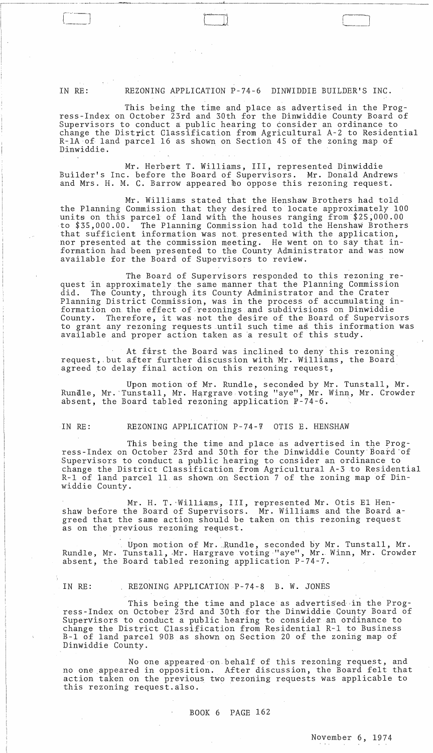IN RE: REZONING APPLICATION P-74-6 DINWIDDIE BUILDER'S INC.

This being the time and place as advertised in the Progress-Index on October 23rd and 30th for the Dinwiddie County Board of Supervisors to conduct a public hearing to consider an ordinance to change the District Classification from Agricultural A-2 to Residential R-1A of land parcel 16 as shown on Section 45 of the zoning map of Dinwiddie.

Mr. Herbert T. Williams, III, represented Dinwiddie Builder's Inc. before the Board of Supervisors. Mr. Donald Andrews and Mrs. H. M. C. Barrow appeared to oppose this rezoning request.

Mr. Williams stated that the Henshaw Brothers had told the Planning Commission that they desired to locate approximately 100 units on this parcel of land with the houses ranging from $25,000.00 to $35,000.00. The Planning Commission had told the Henshaw Brothers that sufficient information was not presented with the application, nor presented at the commission meeting. He went on to say that information had been presented to the County Administrator and was now available for the Board of Supervisors to review.

The Board of Supervisors responded to this rezoning request in approximately the same manner that the Planning Commission did. The County, through its County Administrator and the Crater Planning District Commission, was in the process of accumulating information on the effect of rezonings and subdivisions on Dinwiddie County. Therefore, it was not the desire of the Board of Supervisors to grant any rezoning requests until such time as this information was available and proper action taken as a result of this study.

At first the Board was inclined to deny this rezoning request, but after further discussion with Mr. Williams, the Board agreed to delay final action on this rezoning request,

Upon motion of Mr. Rundle, seconded by Mr. Tunstall, Mr. Rundle, Mr. Tunstall, Mr. Hargrave voting "aye", Mr. Winn, Mr. Crowder absent, the Board tabled rezoning application P-74-6.

IN RE: REZONING APPLICATION P-74-7 OTIS E. HENSHAW

This being the time and place as advertised in the Progress-Index on October 23rd and 30th for the Dinwiddie County Board of Supervisors to conduct a public hearing to consider an ordinance to change the District Classification from Agricultural A-3 to Residential R-1 of land parcel 11 as shown on Section 7 of the zoning map of Dinwiddie County.

Mr. H. T. Williams, III, represented Mr. Otis El Henshaw before the Board of Supervisors. Mr. Williams and the Board agreed that the same action should be taken on this rezoning request as on the previous rezoning request.

Upon motion of Mr. Rundle, seconded by Mr. Tunstall, Mr. Rundle, Mr. Tunstall, Mr. Hargrave voting "aye", Mr. Winn, Mr. Crowder absent, the Board tabled rezoning application P-74-7.

IN RE: REZONING APPLICATION P-74-8 B. W. JONES

This being the time and place as advertised in the Progress-Index on October 23rd and 30th for the Dinwiddie County Board of Supervisors to conduct a public hearing to consider an ordinance to change the District Classification from Residential R-1 to Business B-1 of land parcel 90B as shown on Section 20 of the zoning map of Dinwiddie County.

No one appeared on behalf of this rezoning request, and no one appeared in opposition. After discussion, the Board felt that action taken on the previous two rezoning requests was applicable to this rezoning request also.

BOOK 6 PAGE 162

November 6, 1974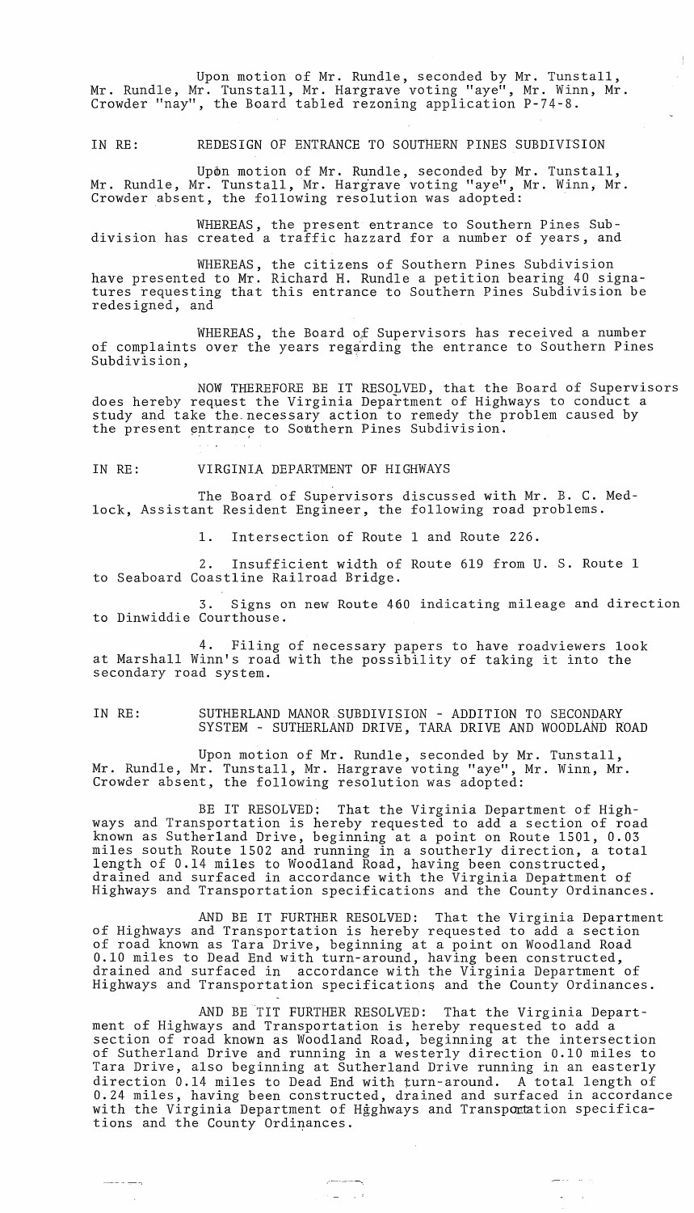Upon motion of Mr. Rundle, seconded by Mr. Tunstall, Mr. Rundle, Mr. Tunstall, Mr. Hargrave voting "aye", Mr. Winn, Mr. Crowder "nay", the Board tabled rezoning application P-74-8.

IN RE: REDESIGN OF ENTRANCE TO SOUTHERN PINES SUBDIVISION

Upon motion of Mr. Rundle, seconded by Mr. Tunstall, Mr. Rundle, Mr. Tunstall, Mr. Hargrave voting "aye", Mr. Winn, Mr. Crowder absent, the following resolution was adopted:

WHEREAS, the present entrance to Southern Pines Subdivision has created a traffic hazzard for a number of years, and

WHEREAS, the citizens of Southern Pines Subdivision have presented to Mr. Richard H. Rundle a petition bearing 40 signatures requesting that this entrance to Southern Pines Subdivision be redesigned, and

WHEREAS, the Board of Supervisors has received a number of complaints over the years regarding the entrance to Southern Pines Subdivision,

NOW THEREFORE BE IT RESOLVED, that the Board of Supervisors does hereby request the Virginia Department of Highways to conduct a study and take the necessary action to remedy the problem caused by the present entrance to Southern Pines Subdivision.

IN RE: VIRGINIA DEPARTMENT OF HIGHWAYS

The Board of Supervisors discussed with Mr. B. C. Medlock, Assistant Resident Engineer, the following road problems.

1. Intersection of Route 1 and Route 226.

2. Insufficient width of Route 619 from U. S. Route 1 to Seaboard Coastline Railroad Bridge.

3. Signs on new Route 460 indicating mileage and direction to Dinwiddie Courthouse.

4. Filing of necessary papers to have roadviewers look at Marshall Winn's road with the possibility of taking it into the secondary road system.

IN RE: SUTHERLAND MANOR SUBDIVISION - ADDITION TO SECONDARY SYSTEM - SUTHERLAND DRIVE, TARA DRIVE AND WOODLAND ROAD

Upon motion of Mr. Rundle, seconded by Mr. Tunstall, Mr. Rundle, Mr. Tunstall, Mr. Hargrave voting "aye", Mr. Winn, Mr. Crowder absent, the following resolution was adopted:

BE IT RESOLVED: That the Virginia Department of Highways and Transportation is hereby requested to add a section of road known as Sutherland Drive, beginning at a point on Route 1501, 0.03 miles south Route 1502 and running in a southerly direction, a total length of 0.14 miles to Woodland Road, having been constructed, drained and surfaced in accordance with the Virginia Department of Highways and Transportation specifications and the County Ordinances.

AND BE IT FURTHER RESOLVED: That the Virginia Department of Highways and Transportation is hereby requested to add a section of road known as Tara Drive, beginning at a point on Woodland Road 0.10 miles to Dead End with turn-around, having been constructed, drained and surfaced in accordance with the Virginia Department of Highways and Transportation specifications and the County Ordinances.

AND BE TIT FURTHER RESOLVED: That the Virginia Department of Highways and Transportation is hereby requested to add a section of road known as Woodland Road, beginning at the intersection of Sutherland Drive and running in a westerly direction 0.10 miles to Tara Drive, also beginning at Sutherland Drive running in an easterly direction 0.14 miles to Dead End with turn-around. A total length of 0.24 miles, having been constructed, drained and surfaced in accordance with the Virginia Department of Hgghways and Transportation specifications and the County Ordinances.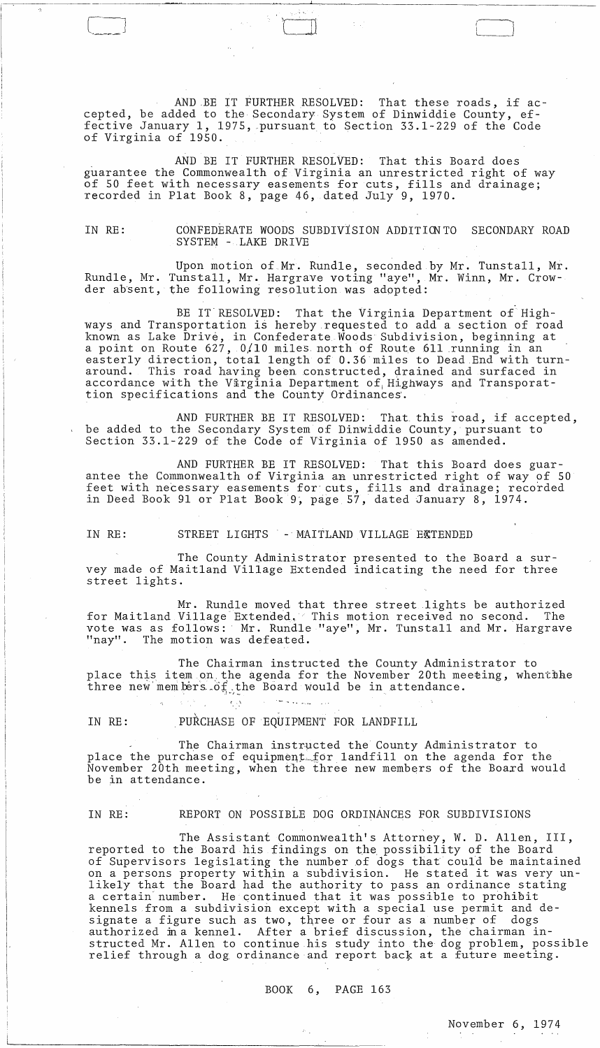AND BE IT FURTHER RESOLVED: That these roads, if accepted, be added to the Secondary System of Dinwiddie County, effective January 1, 1975, pursuant to Section 33.1-229 of the Code of Virginia of 1950.

AND BE IT FURTHER RESOLVED: That this Board does guarantee the Commonwealth of Virginia an unrestricted right of way of 50 feet with necessary easements for cuts, fills and drainage; recorded in Plat Book 8, page 46, dated July 9, 1970.

IN RE: CONFEDERATE WOODS SUBDIVISION ADDITION TO SECONDARY ROAD SYSTEM - LAKE DRIVE

Upon motion of Mr. Rundle, seconded by Mr. Tunstall, Mr. Rundle, Mr. Tunstall, Mr. Hargrave voting "aye", Mr. Winn, Mr. Crowder absent, the following resolution was adopted:

BE IT RESOLVED: That the Virginia Department of Highways and Transportation is hereby requested to add a section of road known as Lake Drive, in Confederate Woods Subdivision, beginning at a point on Route 627, 0.10 miles north of Route 611 running in an easterly direction, total length of 0.36 miles to Dead End with turnaround. This road having been constructed, drained and surfaced in accordance with the Virginia Department of Highways and Transportation specifications and the County Ordinances.

AND FURTHER BE IT RESOLVED: That this road, if accepted, be added to the Secondary System of Dinwiddie County, pursuant to Section 33.1-229 of the Code of Virginia of 1950 as amended.

AND FURTHER BE IT RESOLVED: That this Board does guarantee the Commonwealth of Virginia an unrestricted right of way of 50 feet with necessary easements for cuts, fills and drainage; recorded in Deed Book 91 or Plat Book 9, page 57, dated January 8, 1974.

IN RE: STREET LIGHTS - MAITLAND VILLAGE EXTENDED

The County Administrator presented to the Board a survey made of Maitland Village Extended indicating the need for three street lights.

Mr. Rundle moved that three street lights be authorized for Maitland Village Extended. This motion received no second. The vote was as follows: Mr. Rundle "aye", Mr. Tunstall and Mr. Hargrave "nay". The motion was defeated.

The Chairman instructed the County Administrator to place this item on the agenda for the November 20th meeting, when the three new members of the Board would be in attendance.

IN RE: PURCHASE OF EQUIPMENT FOR LANDFILL

The Chairman instructed the County Administrator to place the purchase of equipment for landfill on the agenda for the November 20th meeting, when the three new members of the Board would be in attendance.

IN RE: REPORT ON POSSIBLE DOG ORDINANCES FOR SUBDIVISIONS

The Assistant Commonwealth's Attorney, W. D. Allen, III, reported to the Board his findings on the possibility of the Board of Supervisors legislating the number of dogs that could be maintained on a persons property within a subdivision. He stated it was very unlikely that the Board had the authority to pass an ordinance stating a certain number. He continued that it was possible to prohibit kennels from a subdivision except with a special use permit and designate a figure such as two, three or four as a number of dogs authorized in a kennel. After a brief discussion, the chairman instructed Mr. Allen to continue his study into the dog problem, possible relief through a dog ordinance and report back at a future meeting.

BOOK 6, PAGE 163

November 6, 1974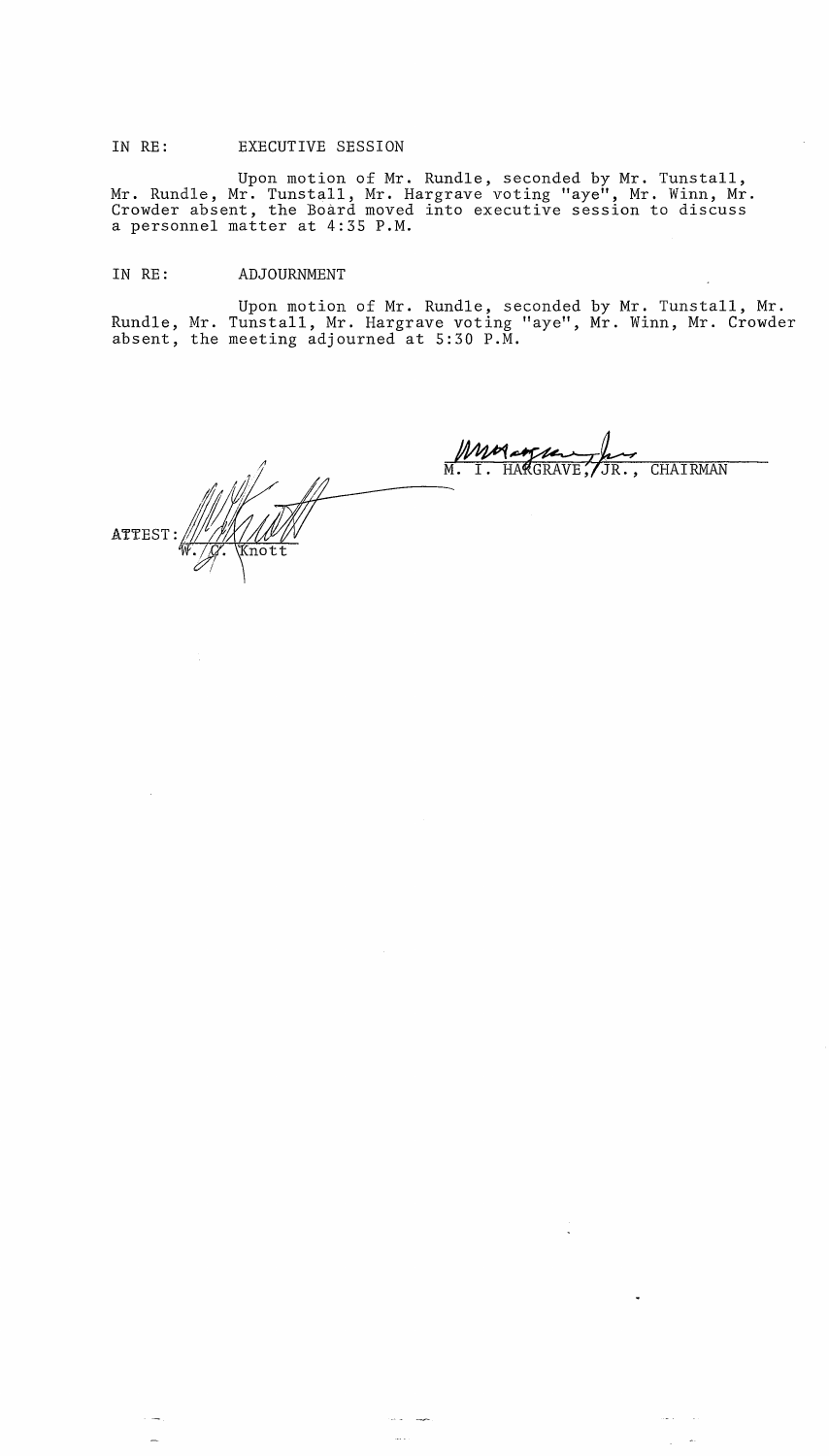IN RE: EXECUTIVE SESSION

Upon motion of Mr. Rundle, seconded by Mr. Tunstall, Mr. Rundle, Mr. Tunstall, Mr. Hargrave voting "aye", Mr. Winn, Mr. Crowder absent, the Board moved into executive session to discuss a personnel matter at 4:35 P.M.

IN RE: ADJOURNMENT

Upon motion of Mr. Rundle, seconded by Mr. Tunstall, Mr. Rundle, Mr. Tunstall, Mr. Hargrave voting "aye", Mr. Winn, Mr. Crowder absent, the meeting adjourned at 5:30 P.M.

M. I. HARGRAVE, JR., CHAIRMAN

ATTEST: W. C. Knott